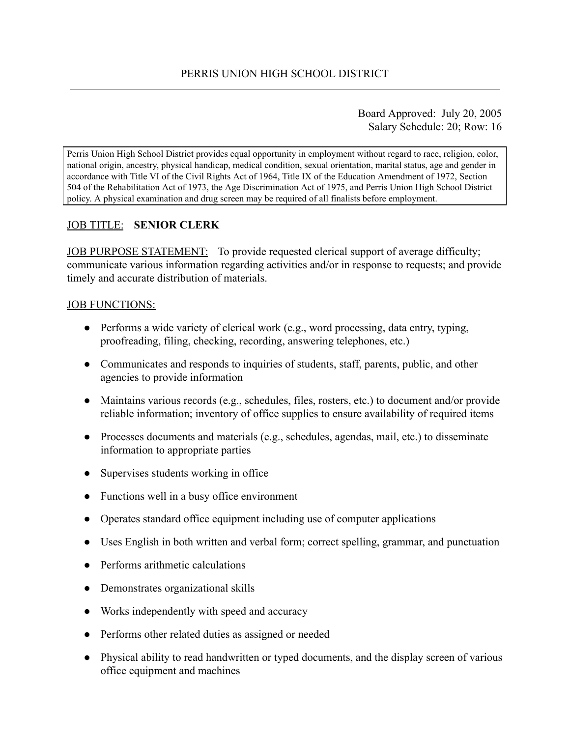# PERRIS UNION HIGH SCHOOL DISTRICT

Board Approved: July 20, 2005
Salary Schedule: 20; Row: 16

Perris Union High School District provides equal opportunity in employment without regard to race, religion, color, national origin, ancestry, physical handicap, medical condition, sexual orientation, marital status, age and gender in accordance with Title VI of the Civil Rights Act of 1964, Title IX of the Education Amendment of 1972, Section 504 of the Rehabilitation Act of 1973, the Age Discrimination Act of 1975, and Perris Union High School District policy. A physical examination and drug screen may be required of all finalists before employment.

JOB TITLE: **SENIOR CLERK**

JOB PURPOSE STATEMENT: To provide requested clerical support of average difficulty; communicate various information regarding activities and/or in response to requests; and provide timely and accurate distribution of materials.

JOB FUNCTIONS:

- Performs a wide variety of clerical work (e.g., word processing, data entry, typing, proofreading, filing, checking, recording, answering telephones, etc.)
- Communicates and responds to inquiries of students, staff, parents, public, and other agencies to provide information
- Maintains various records (e.g., schedules, files, rosters, etc.) to document and/or provide reliable information; inventory of office supplies to ensure availability of required items
- Processes documents and materials (e.g., schedules, agendas, mail, etc.) to disseminate information to appropriate parties
- Supervises students working in office
- Functions well in a busy office environment
- Operates standard office equipment including use of computer applications
- Uses English in both written and verbal form; correct spelling, grammar, and punctuation
- Performs arithmetic calculations
- Demonstrates organizational skills
- Works independently with speed and accuracy
- Performs other related duties as assigned or needed
- Physical ability to read handwritten or typed documents, and the display screen of various office equipment and machines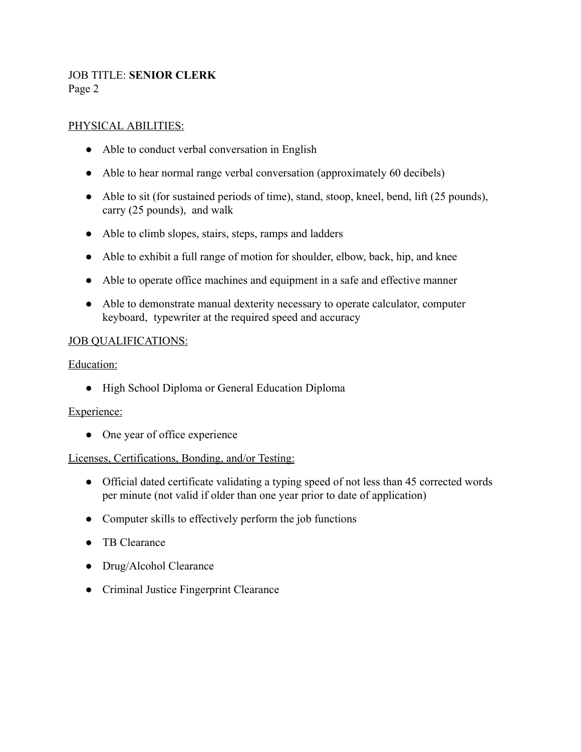PHYSICAL ABILITIES:

- Able to conduct verbal conversation in English
- Able to hear normal range verbal conversation (approximately 60 decibels)
- Able to sit (for sustained periods of time), stand, stoop, kneel, bend, lift (25 pounds), carry (25 pounds), and walk
- Able to climb slopes, stairs, steps, ramps and ladders
- Able to exhibit a full range of motion for shoulder, elbow, back, hip, and knee
- Able to operate office machines and equipment in a safe and effective manner
- Able to demonstrate manual dexterity necessary to operate calculator, computer keyboard, typewriter at the required speed and accuracy

JOB QUALIFICATIONS:

Education:

- High School Diploma or General Education Diploma

Experience:

- One year of office experience

Licenses, Certifications, Bonding, and/or Testing:

- Official dated certificate validating a typing speed of not less than 45 corrected words per minute (not valid if older than one year prior to date of application)
- Computer skills to effectively perform the job functions
- TB Clearance
- Drug/Alcohol Clearance
- Criminal Justice Fingerprint Clearance